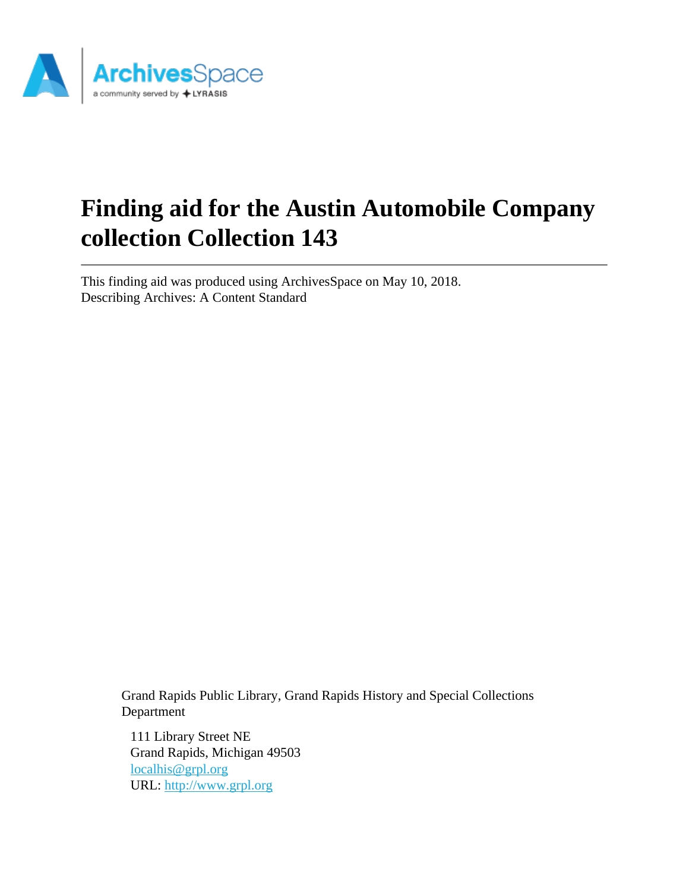# Finding aid for the Austin Automobile Company collection Collection 143

This finding aid was produced using ArchivesSpace on May 10, 2018.
Describing Archives: A Content Standard

Grand Rapids Public Library, Grand Rapids History and Special Collections Department

111 Library Street NE
Grand Rapids, Michigan 49503
localhis@grpl.org
URL: http://www.grpl.org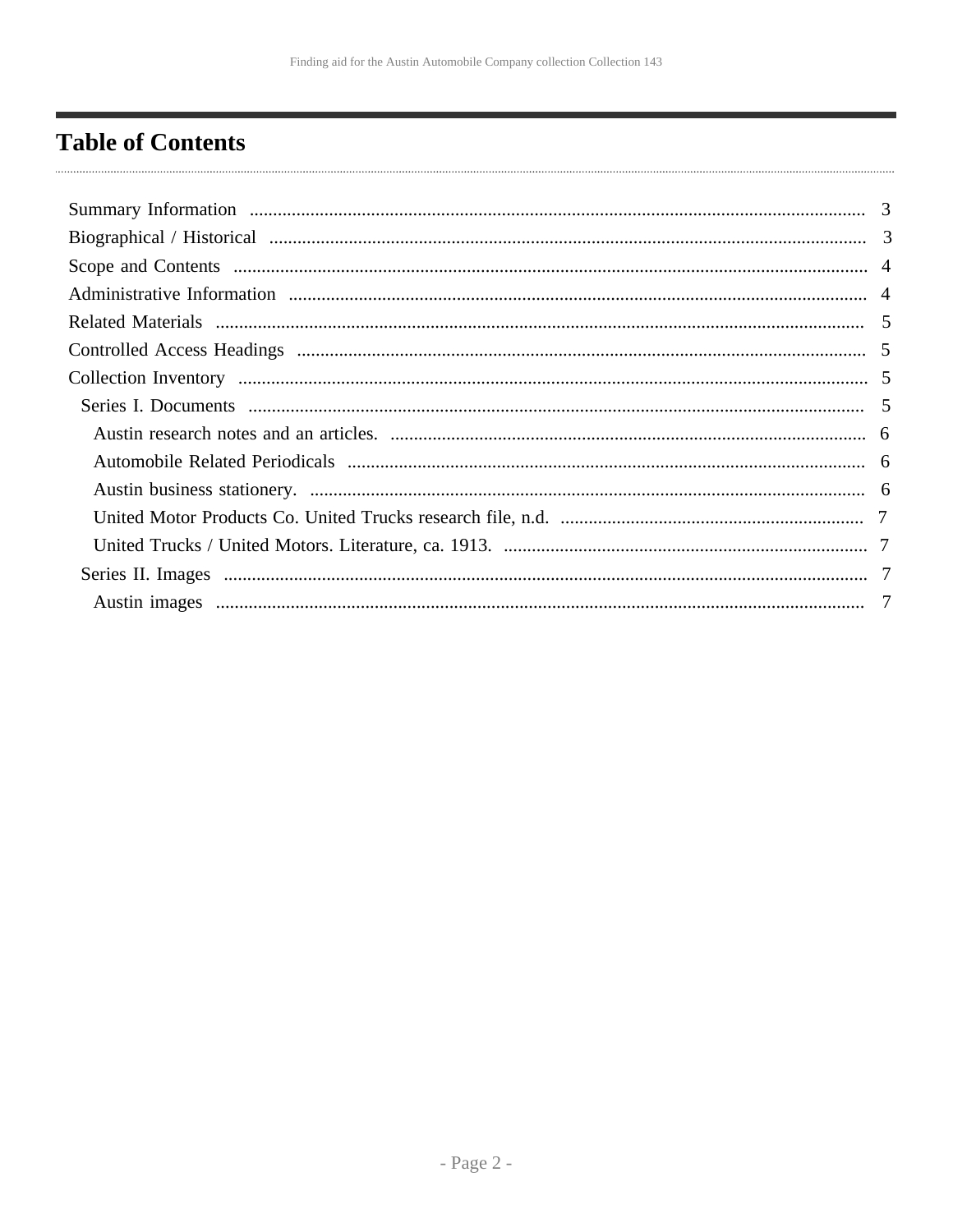# Table of Contents

- Summary Information ..... 3
- Biographical / Historical ..... 3
- Scope and Contents ..... 4
- Administrative Information ..... 4
- Related Materials ..... 5
- Controlled Access Headings ..... 5
- Collection Inventory ..... 5
  - Series I. Documents ..... 5
    - Austin research notes and an articles. ..... 6
    - Automobile Related Periodicals ..... 6
    - Austin business stationery. ..... 6
    - United Motor Products Co. United Trucks research file, n.d. ..... 7
    - United Trucks / United Motors. Literature, ca. 1913. ..... 7
  - Series II. Images ..... 7
    - Austin images ..... 7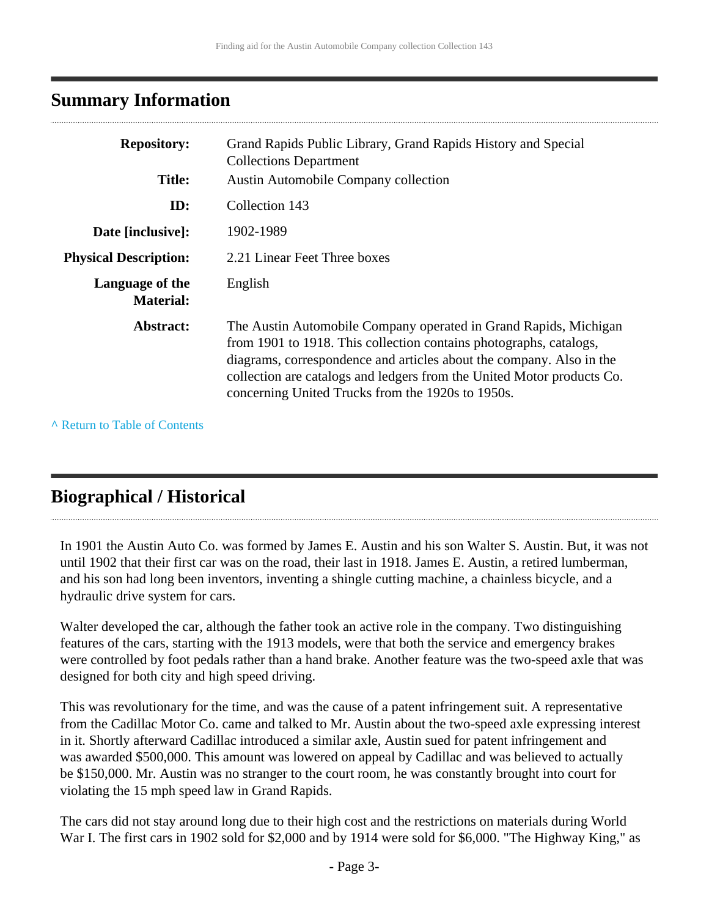## Summary Information

| | |
|---|---|
| **Repository:** | Grand Rapids Public Library, Grand Rapids History and Special Collections Department |
| **Title:** | Austin Automobile Company collection |
| **ID:** | Collection 143 |
| **Date [inclusive]:** | 1902-1989 |
| **Physical Description:** | 2.21 Linear Feet Three boxes |
| **Language of the Material:** | English |
| **Abstract:** | The Austin Automobile Company operated in Grand Rapids, Michigan from 1901 to 1918. This collection contains photographs, catalogs, diagrams, correspondence and articles about the company. Also in the collection are catalogs and ledgers from the United Motor products Co. concerning United Trucks from the 1920s to 1950s. |

^ Return to Table of Contents

## Biographical / Historical

In 1901 the Austin Auto Co. was formed by James E. Austin and his son Walter S. Austin. But, it was not until 1902 that their first car was on the road, their last in 1918. James E. Austin, a retired lumberman, and his son had long been inventors, inventing a shingle cutting machine, a chainless bicycle, and a hydraulic drive system for cars.

Walter developed the car, although the father took an active role in the company. Two distinguishing features of the cars, starting with the 1913 models, were that both the service and emergency brakes were controlled by foot pedals rather than a hand brake. Another feature was the two-speed axle that was designed for both city and high speed driving.

This was revolutionary for the time, and was the cause of a patent infringement suit. A representative from the Cadillac Motor Co. came and talked to Mr. Austin about the two-speed axle expressing interest in it. Shortly afterward Cadillac introduced a similar axle, Austin sued for patent infringement and was awarded $500,000. This amount was lowered on appeal by Cadillac and was believed to actually be $150,000. Mr. Austin was no stranger to the court room, he was constantly brought into court for violating the 15 mph speed law in Grand Rapids.

The cars did not stay around long due to their high cost and the restrictions on materials during World War I. The first cars in 1902 sold for $2,000 and by 1914 were sold for $6,000. "The Highway King," as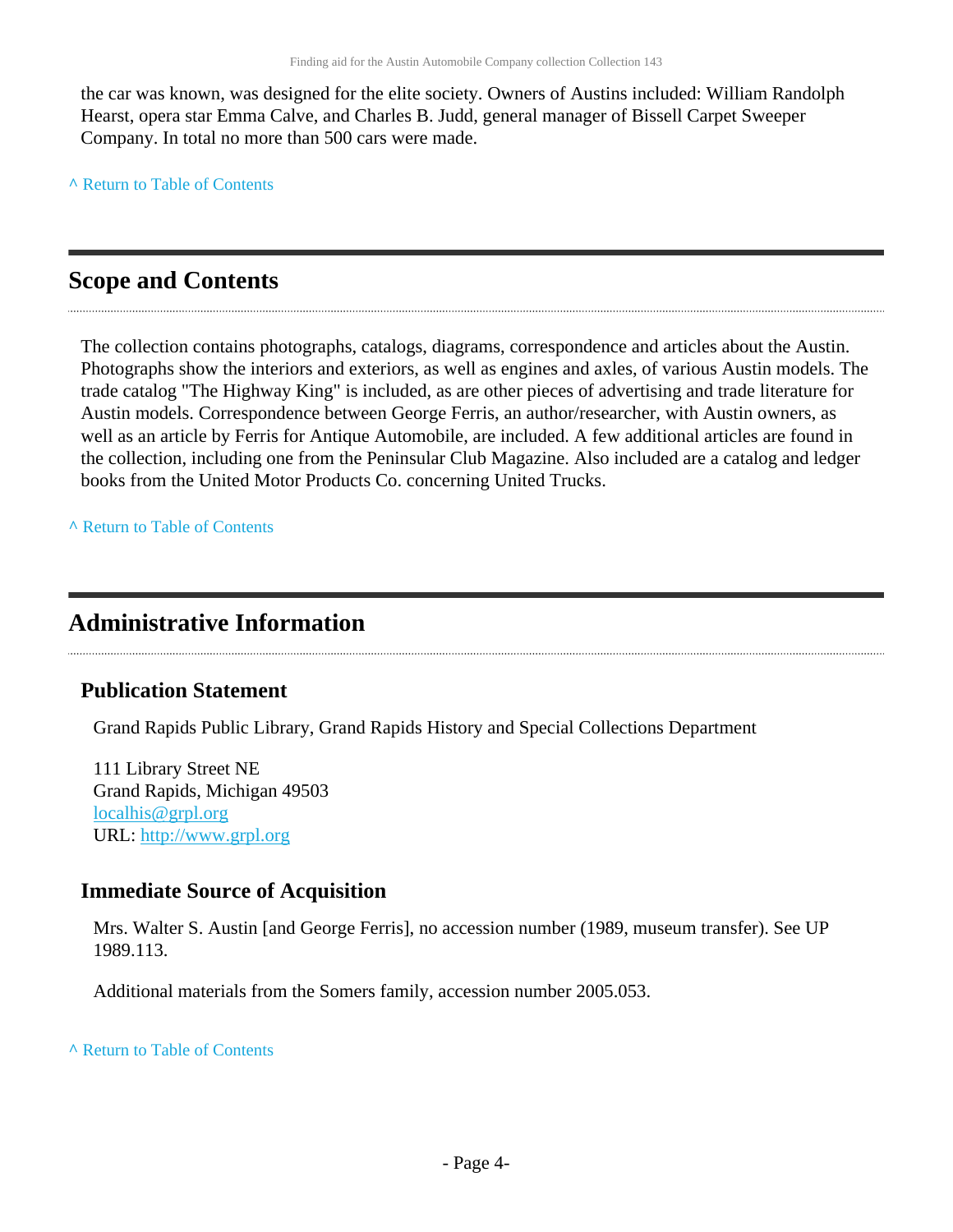the car was known, was designed for the elite society. Owners of Austins included: William Randolph Hearst, opera star Emma Calve, and Charles B. Judd, general manager of Bissell Carpet Sweeper Company. In total no more than 500 cars were made.

^ Return to Table of Contents

## Scope and Contents

The collection contains photographs, catalogs, diagrams, correspondence and articles about the Austin. Photographs show the interiors and exteriors, as well as engines and axles, of various Austin models. The trade catalog "The Highway King" is included, as are other pieces of advertising and trade literature for Austin models. Correspondence between George Ferris, an author/researcher, with Austin owners, as well as an article by Ferris for Antique Automobile, are included. A few additional articles are found in the collection, including one from the Peninsular Club Magazine. Also included are a catalog and ledger books from the United Motor Products Co. concerning United Trucks.

^ Return to Table of Contents

## Administrative Information

### Publication Statement

Grand Rapids Public Library, Grand Rapids History and Special Collections Department

111 Library Street NE
Grand Rapids, Michigan 49503
localhis@grpl.org
URL: http://www.grpl.org

### Immediate Source of Acquisition

Mrs. Walter S. Austin [and George Ferris], no accession number (1989, museum transfer). See UP 1989.113.

Additional materials from the Somers family, accession number 2005.053.

^ Return to Table of Contents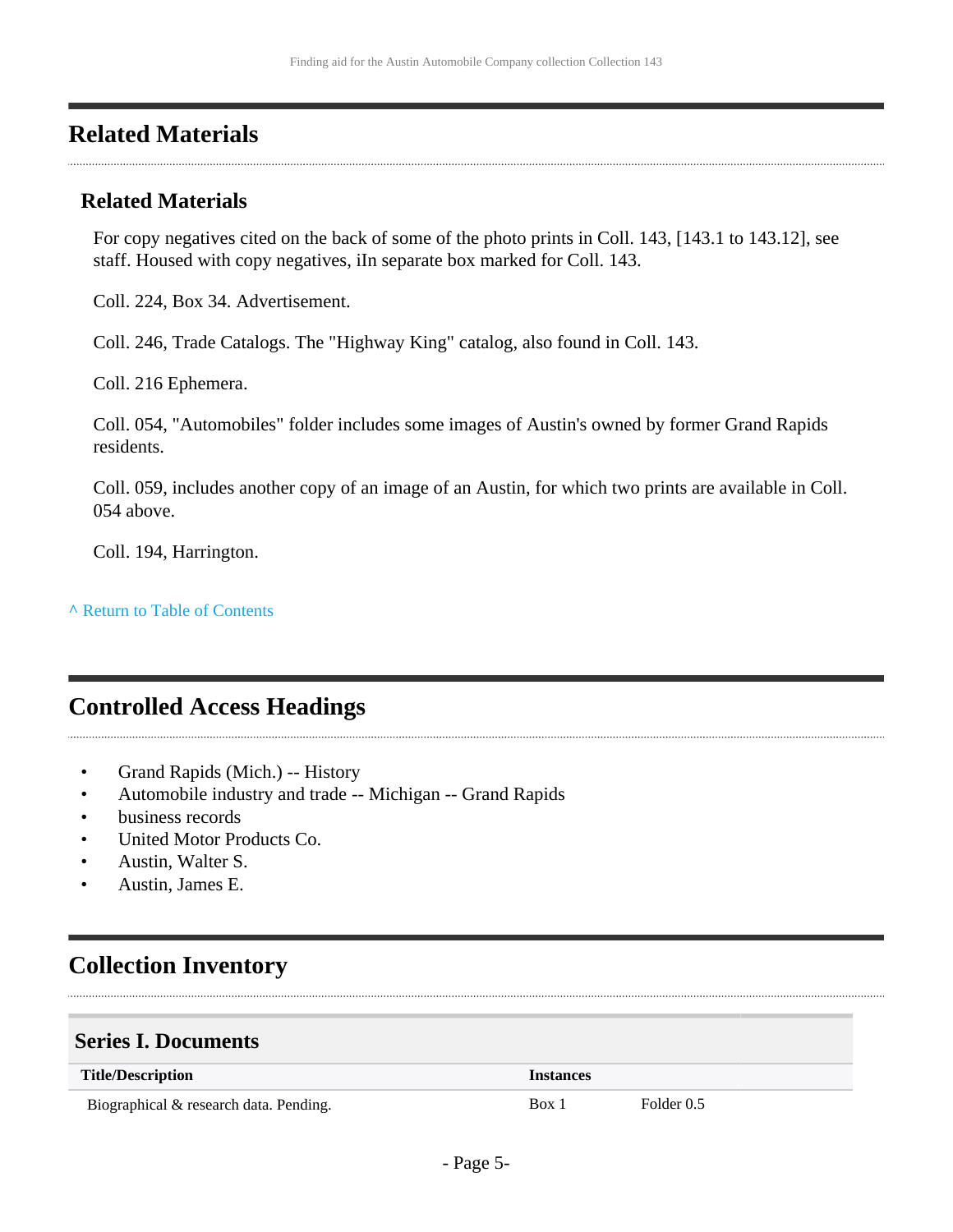## Related Materials

### Related Materials

For copy negatives cited on the back of some of the photo prints in Coll. 143, [143.1 to 143.12], see staff. Housed with copy negatives, iIn separate box marked for Coll. 143.

Coll. 224, Box 34. Advertisement.

Coll. 246, Trade Catalogs. The "Highway King" catalog, also found in Coll. 143.

Coll. 216 Ephemera.

Coll. 054, "Automobiles" folder includes some images of Austin's owned by former Grand Rapids residents.

Coll. 059, includes another copy of an image of an Austin, for which two prints are available in Coll. 054 above.

Coll. 194, Harrington.

^ Return to Table of Contents

## Controlled Access Headings

- Grand Rapids (Mich.) -- History
- Automobile industry and trade -- Michigan -- Grand Rapids
- business records
- United Motor Products Co.
- Austin, Walter S.
- Austin, James E.

## Collection Inventory

### Series I. Documents

| Title/Description | Instances | |
|---|---|---|
| Biographical & research data. Pending. | Box 1 | Folder 0.5 |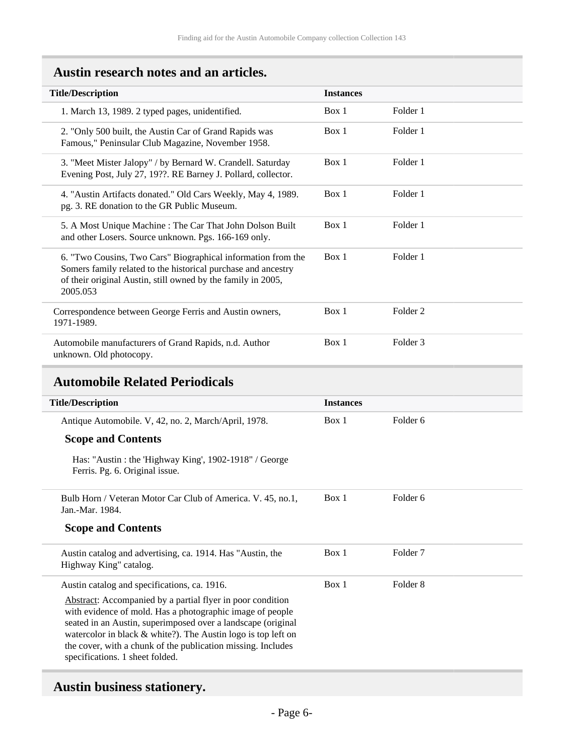## Austin research notes and an articles.

| Title/Description | Instances | |
|---|---|---|
| 1. March 13, 1989. 2 typed pages, unidentified. | Box 1 | Folder 1 |
| 2. "Only 500 built, the Austin Car of Grand Rapids was Famous," Peninsular Club Magazine, November 1958. | Box 1 | Folder 1 |
| 3. "Meet Mister Jalopy" / by Bernard W. Crandell. Saturday Evening Post, July 27, 19??. RE Barney J. Pollard, collector. | Box 1 | Folder 1 |
| 4. "Austin Artifacts donated." Old Cars Weekly, May 4, 1989. pg. 3. RE donation to the GR Public Museum. | Box 1 | Folder 1 |
| 5. A Most Unique Machine : The Car That John Dolson Built and other Losers. Source unknown. Pgs. 166-169 only. | Box 1 | Folder 1 |
| 6. "Two Cousins, Two Cars" Biographical information from the Somers family related to the historical purchase and ancestry of their original Austin, still owned by the family in 2005, 2005.053 | Box 1 | Folder 1 |
| Correspondence between George Ferris and Austin owners, 1971-1989. | Box 1 | Folder 2 |
| Automobile manufacturers of Grand Rapids, n.d. Author unknown. Old photocopy. | Box 1 | Folder 3 |

## Automobile Related Periodicals

| Title/Description | Instances | |
|---|---|---|
| Antique Automobile. V, 42, no. 2, March/April, 1978. | Box 1 | Folder 6 |

### Scope and Contents

Has: "Austin : the 'Highway King', 1902-1918" / George Ferris. Pg. 6. Original issue.

| Title/Description | Instances | |
|---|---|---|
| Bulb Horn / Veteran Motor Car Club of America. V. 45, no.1, Jan.-Mar. 1984. | Box 1 | Folder 6 |

### Scope and Contents

| Title/Description | Instances | |
|---|---|---|
| Austin catalog and advertising, ca. 1914. Has "Austin, the Highway King" catalog. | Box 1 | Folder 7 |
| Austin catalog and specifications, ca. 1916. | Box 1 | Folder 8 |

Abstract: Accompanied by a partial flyer in poor condition with evidence of mold. Has a photographic image of people seated in an Austin, superimposed over a landscape (original watercolor in black & white?). The Austin logo is top left on the cover, with a chunk of the publication missing. Includes specifications. 1 sheet folded.

## Austin business stationery.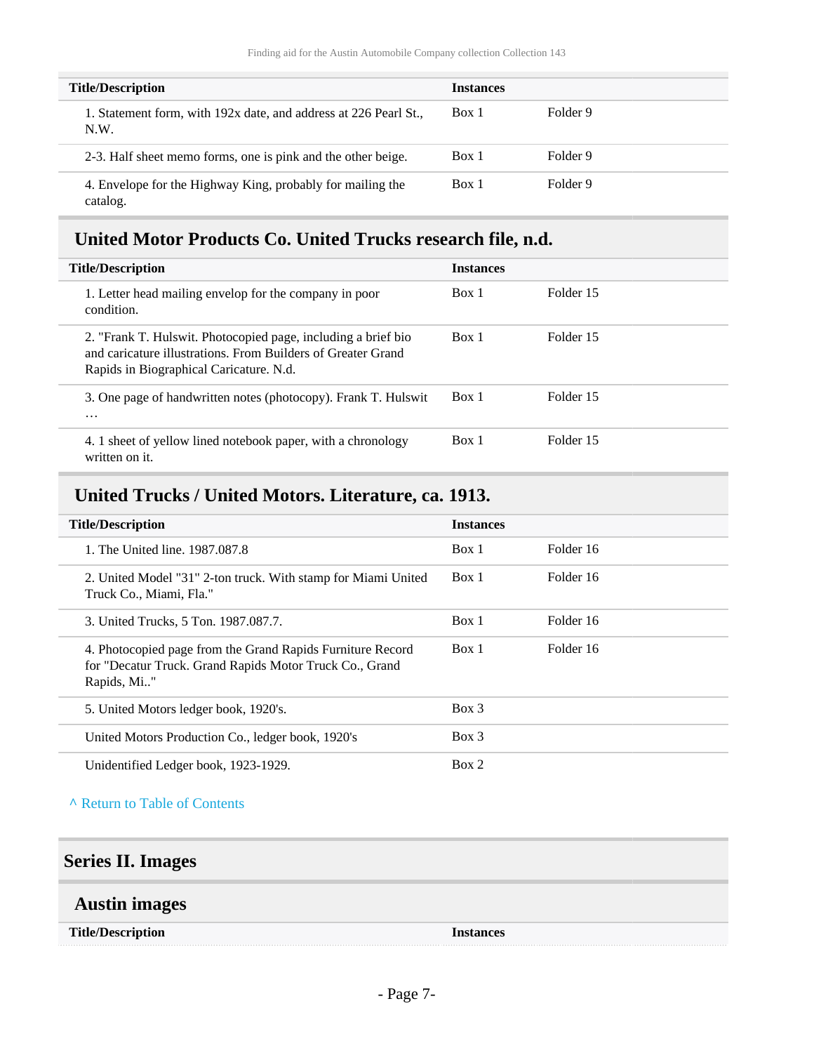| Title/Description | Instances | |
|---|---|---|
| 1. Statement form, with 192x date, and address at 226 Pearl St., N.W. | Box 1 | Folder 9 |
| 2-3. Half sheet memo forms, one is pink and the other beige. | Box 1 | Folder 9 |
| 4. Envelope for the Highway King, probably for mailing the catalog. | Box 1 | Folder 9 |

### United Motor Products Co. United Trucks research file, n.d.

| Title/Description | Instances | |
|---|---|---|
| 1. Letter head mailing envelop for the company in poor condition. | Box 1 | Folder 15 |
| 2. "Frank T. Hulswit. Photocopied page, including a brief bio and caricature illustrations. From Builders of Greater Grand Rapids in Biographical Caricature. N.d. | Box 1 | Folder 15 |
| 3. One page of handwritten notes (photocopy). Frank T. Hulswit … | Box 1 | Folder 15 |
| 4. 1 sheet of yellow lined notebook paper, with a chronology written on it. | Box 1 | Folder 15 |

### United Trucks / United Motors. Literature, ca. 1913.

| Title/Description | Instances | |
|---|---|---|
| 1. The United line. 1987.087.8 | Box 1 | Folder 16 |
| 2. United Model "31" 2-ton truck. With stamp for Miami United Truck Co., Miami, Fla." | Box 1 | Folder 16 |
| 3. United Trucks, 5 Ton. 1987.087.7. | Box 1 | Folder 16 |
| 4. Photocopied page from the Grand Rapids Furniture Record for "Decatur Truck. Grand Rapids Motor Truck Co., Grand Rapids, Mi.." | Box 1 | Folder 16 |
| 5. United Motors ledger book, 1920's. | Box 3 | |
| United Motors Production Co., ledger book, 1920's | Box 3 | |
| Unidentified Ledger book, 1923-1929. | Box 2 | |

^ Return to Table of Contents

## Series II. Images

### Austin images

| Title/Description | Instances |
|---|---|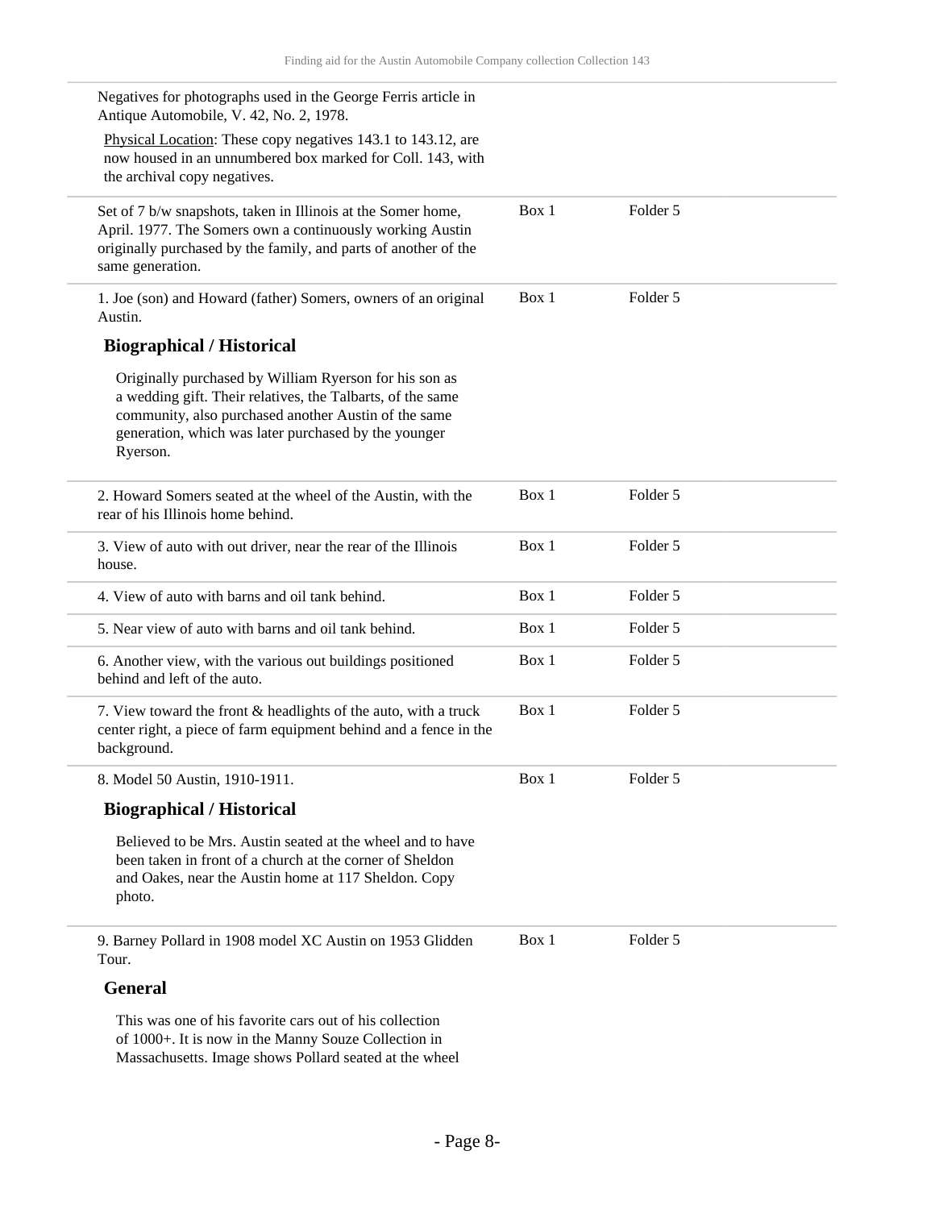Negatives for photographs used in the George Ferris article in Antique Automobile, V. 42, No. 2, 1978.

Physical Location: These copy negatives 143.1 to 143.12, are now housed in an unnumbered box marked for Coll. 143, with the archival copy negatives.

| | | |
|---|---|---|
| Set of 7 b/w snapshots, taken in Illinois at the Somer home, April. 1977. The Somers own a continuously working Austin originally purchased by the family, and parts of another of the same generation. | Box 1 | Folder 5 |
| 1. Joe (son) and Howard (father) Somers, owners of an original Austin. | Box 1 | Folder 5 |

**Biographical / Historical**

Originally purchased by William Ryerson for his son as a wedding gift. Their relatives, the Talbarts, of the same community, also purchased another Austin of the same generation, which was later purchased by the younger Ryerson.

| | | |
|---|---|---|
| 2. Howard Somers seated at the wheel of the Austin, with the rear of his Illinois home behind. | Box 1 | Folder 5 |
| 3. View of auto with out driver, near the rear of the Illinois house. | Box 1 | Folder 5 |
| 4. View of auto with barns and oil tank behind. | Box 1 | Folder 5 |
| 5. Near view of auto with barns and oil tank behind. | Box 1 | Folder 5 |
| 6. Another view, with the various out buildings positioned behind and left of the auto. | Box 1 | Folder 5 |
| 7. View toward the front & headlights of the auto, with a truck center right, a piece of farm equipment behind and a fence in the background. | Box 1 | Folder 5 |
| 8. Model 50 Austin, 1910-1911. | Box 1 | Folder 5 |

**Biographical / Historical**

Believed to be Mrs. Austin seated at the wheel and to have been taken in front of a church at the corner of Sheldon and Oakes, near the Austin home at 117 Sheldon. Copy photo.

| | | |
|---|---|---|
| 9. Barney Pollard in 1908 model XC Austin on 1953 Glidden Tour. | Box 1 | Folder 5 |

**General**

This was one of his favorite cars out of his collection of 1000+. It is now in the Manny Souze Collection in Massachusetts. Image shows Pollard seated at the wheel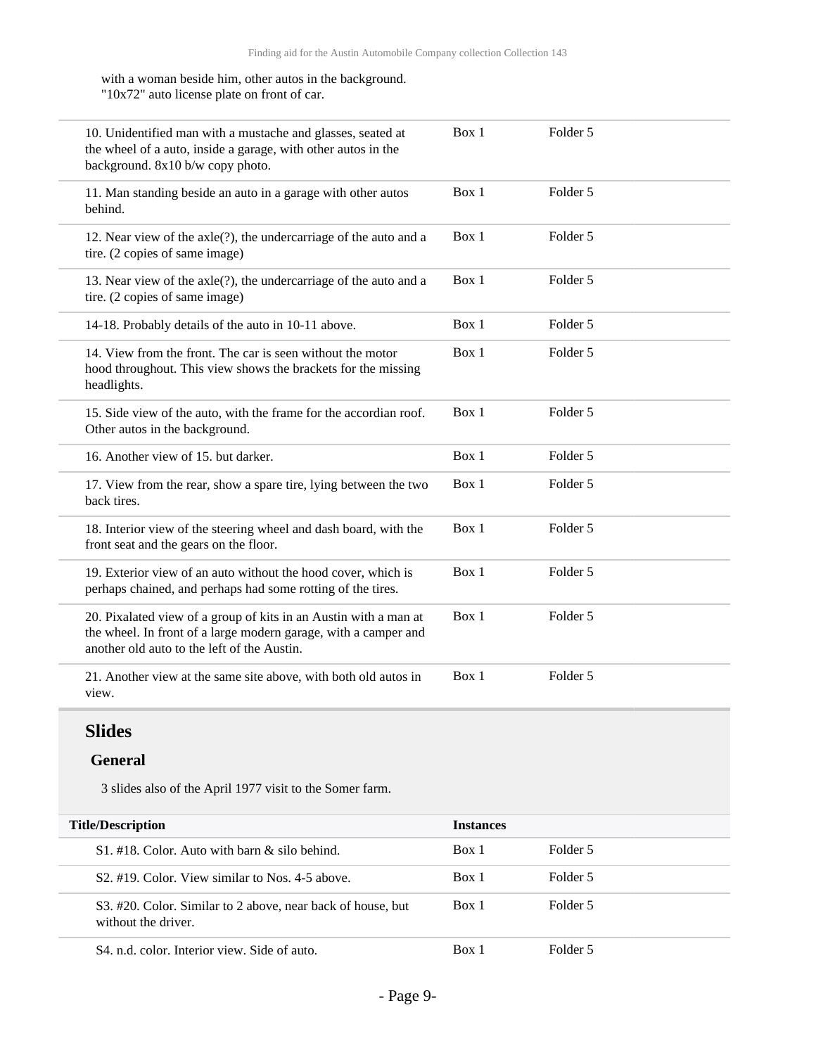with a woman beside him, other autos in the background. "10x72" auto license plate on front of car.

| Title/Description | Instances | |
|---|---|---|
| 10. Unidentified man with a mustache and glasses, seated at the wheel of a auto, inside a garage, with other autos in the background. 8x10 b/w copy photo. | Box 1 | Folder 5 |
| 11. Man standing beside an auto in a garage with other autos behind. | Box 1 | Folder 5 |
| 12. Near view of the axle(?), the undercarriage of the auto and a tire. (2 copies of same image) | Box 1 | Folder 5 |
| 13. Near view of the axle(?), the undercarriage of the auto and a tire. (2 copies of same image) | Box 1 | Folder 5 |
| 14-18. Probably details of the auto in 10-11 above. | Box 1 | Folder 5 |
| 14. View from the front. The car is seen without the motor hood throughout. This view shows the brackets for the missing headlights. | Box 1 | Folder 5 |
| 15. Side view of the auto, with the frame for the accordian roof. Other autos in the background. | Box 1 | Folder 5 |
| 16. Another view of 15. but darker. | Box 1 | Folder 5 |
| 17. View from the rear, show a spare tire, lying between the two back tires. | Box 1 | Folder 5 |
| 18. Interior view of the steering wheel and dash board, with the front seat and the gears on the floor. | Box 1 | Folder 5 |
| 19. Exterior view of an auto without the hood cover, which is perhaps chained, and perhaps had some rotting of the tires. | Box 1 | Folder 5 |
| 20. Pixalated view of a group of kits in an Austin with a man at the wheel. In front of a large modern garage, with a camper and another old auto to the left of the Austin. | Box 1 | Folder 5 |
| 21. Another view at the same site above, with both old autos in view. | Box 1 | Folder 5 |

## Slides

### General

3 slides also of the April 1977 visit to the Somer farm.

| Title/Description | Instances | |
|---|---|---|
| S1. #18. Color. Auto with barn & silo behind. | Box 1 | Folder 5 |
| S2. #19. Color. View similar to Nos. 4-5 above. | Box 1 | Folder 5 |
| S3. #20. Color. Similar to 2 above, near back of house, but without the driver. | Box 1 | Folder 5 |
| S4. n.d. color. Interior view. Side of auto. | Box 1 | Folder 5 |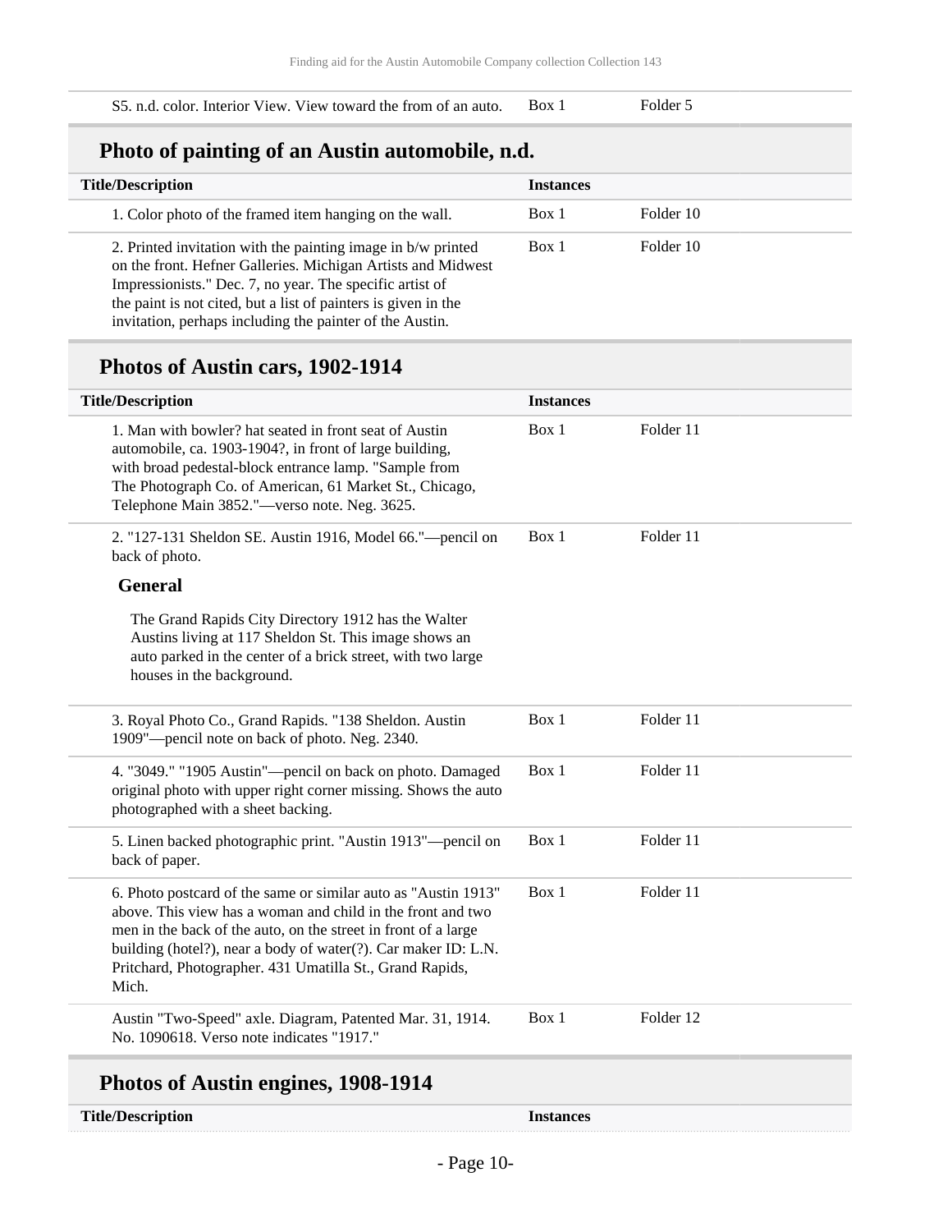| | | |
|---|---|---|
| S5. n.d. color. Interior View. View toward the from of an auto. | Box 1 | Folder 5 |

## Photo of painting of an Austin automobile, n.d.

| Title/Description | Instances | |
|---|---|---|
| 1. Color photo of the framed item hanging on the wall. | Box 1 | Folder 10 |
| 2. Printed invitation with the painting image in b/w printed on the front. Hefner Galleries. Michigan Artists and Midwest Impressionists." Dec. 7, no year. The specific artist of the paint is not cited, but a list of painters is given in the invitation, perhaps including the painter of the Austin. | Box 1 | Folder 10 |

## Photos of Austin cars, 1902-1914

| Title/Description | Instances | |
|---|---|---|
| 1. Man with bowler? hat seated in front seat of Austin automobile, ca. 1903-1904?, in front of large building, with broad pedestal-block entrance lamp. "Sample from The Photograph Co. of American, 61 Market St., Chicago, Telephone Main 3852."—verso note. Neg. 3625. | Box 1 | Folder 11 |
| 2. "127-131 Sheldon SE. Austin 1916, Model 66."—pencil on back of photo.<br><br>**General**<br><br>The Grand Rapids City Directory 1912 has the Walter Austins living at 117 Sheldon St. This image shows an auto parked in the center of a brick street, with two large houses in the background. | Box 1 | Folder 11 |
| 3. Royal Photo Co., Grand Rapids. "138 Sheldon. Austin 1909"—pencil note on back of photo. Neg. 2340. | Box 1 | Folder 11 |
| 4. "3049." "1905 Austin"—pencil on back on photo. Damaged original photo with upper right corner missing. Shows the auto photographed with a sheet backing. | Box 1 | Folder 11 |
| 5. Linen backed photographic print. "Austin 1913"—pencil on back of paper. | Box 1 | Folder 11 |
| 6. Photo postcard of the same or similar auto as "Austin 1913" above. This view has a woman and child in the front and two men in the back of the auto, on the street in front of a large building (hotel?), near a body of water(?). Car maker ID: L.N. Pritchard, Photographer. 431 Umatilla St., Grand Rapids, Mich. | Box 1 | Folder 11 |
| Austin "Two-Speed" axle. Diagram, Patented Mar. 31, 1914. No. 1090618. Verso note indicates "1917." | Box 1 | Folder 12 |

## Photos of Austin engines, 1908-1914

| Title/Description | Instances |
|---|---|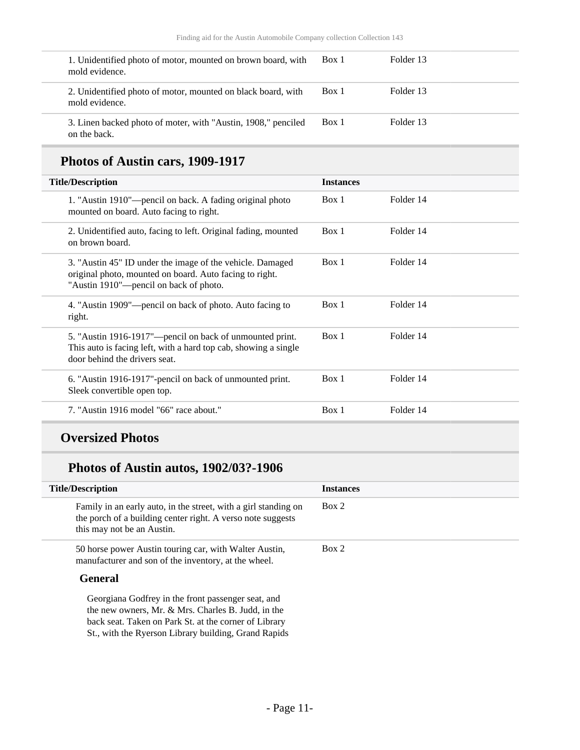| | | |
|---|---|---|
| 1. Unidentified photo of motor, mounted on brown board, with mold evidence. | Box 1 | Folder 13 |
| 2. Unidentified photo of motor, mounted on black board, with mold evidence. | Box 1 | Folder 13 |
| 3. Linen backed photo of moter, with "Austin, 1908," penciled on the back. | Box 1 | Folder 13 |

## Photos of Austin cars, 1909-1917

| Title/Description | Instances | |
|---|---|---|
| 1. "Austin 1910"—pencil on back. A fading original photo mounted on board. Auto facing to right. | Box 1 | Folder 14 |
| 2. Unidentified auto, facing to left. Original fading, mounted on brown board. | Box 1 | Folder 14 |
| 3. "Austin 45" ID under the image of the vehicle. Damaged original photo, mounted on board. Auto facing to right. "Austin 1910"—pencil on back of photo. | Box 1 | Folder 14 |
| 4. "Austin 1909"—pencil on back of photo. Auto facing to right. | Box 1 | Folder 14 |
| 5. "Austin 1916-1917"—pencil on back of unmounted print. This auto is facing left, with a hard top cab, showing a single door behind the drivers seat. | Box 1 | Folder 14 |
| 6. "Austin 1916-1917"-pencil on back of unmounted print. Sleek convertible open top. | Box 1 | Folder 14 |
| 7. "Austin 1916 model "66" race about." | Box 1 | Folder 14 |

## Oversized Photos

### Photos of Austin autos, 1902/03?-1906

| Title/Description | Instances |
|---|---|
| Family in an early auto, in the street, with a girl standing on the porch of a building center right. A verso note suggests this may not be an Austin. | Box 2 |
| 50 horse power Austin touring car, with Walter Austin, manufacturer and son of the inventory, at the wheel. | Box 2 |

**General**

Georgiana Godfrey in the front passenger seat, and the new owners, Mr. & Mrs. Charles B. Judd, in the back seat. Taken on Park St. at the corner of Library St., with the Ryerson Library building, Grand Rapids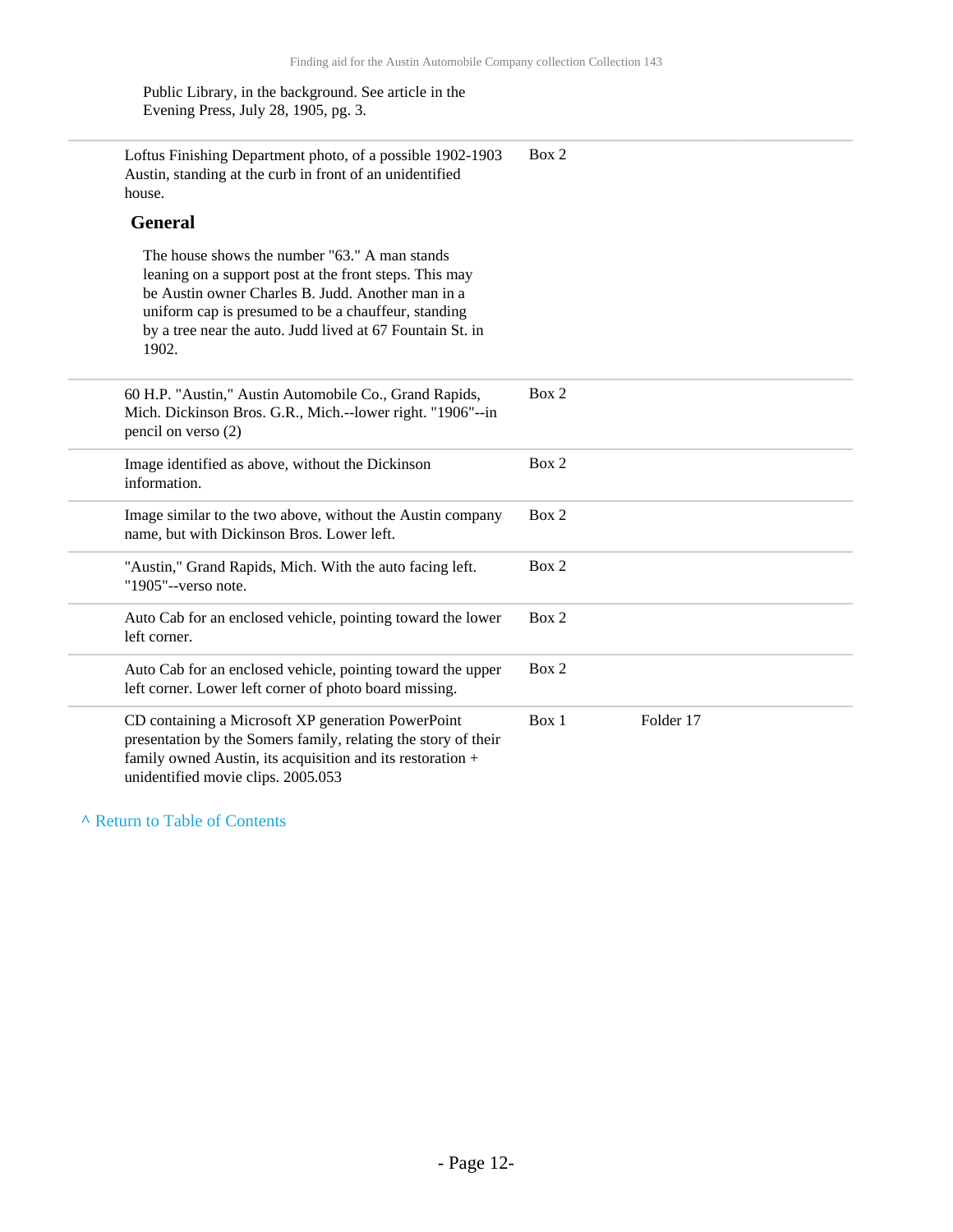Public Library, in the background. See article in the Evening Press, July 28, 1905, pg. 3.

| | | |
|---|---|---|
| Loftus Finishing Department photo, of a possible 1902-1903 Austin, standing at the curb in front of an unidentified house. | Box 2 | |

**General**

The house shows the number "63." A man stands leaning on a support post at the front steps. This may be Austin owner Charles B. Judd. Another man in a uniform cap is presumed to be a chauffeur, standing by a tree near the auto. Judd lived at 67 Fountain St. in 1902.

| | | |
|---|---|---|
| 60 H.P. "Austin," Austin Automobile Co., Grand Rapids, Mich. Dickinson Bros. G.R., Mich.--lower right. "1906"--in pencil on verso (2) | Box 2 | |
| Image identified as above, without the Dickinson information. | Box 2 | |
| Image similar to the two above, without the Austin company name, but with Dickinson Bros. Lower left. | Box 2 | |
| "Austin," Grand Rapids, Mich. With the auto facing left. "1905"--verso note. | Box 2 | |
| Auto Cab for an enclosed vehicle, pointing toward the lower left corner. | Box 2 | |
| Auto Cab for an enclosed vehicle, pointing toward the upper left corner. Lower left corner of photo board missing. | Box 2 | |
| CD containing a Microsoft XP generation PowerPoint presentation by the Somers family, relating the story of their family owned Austin, its acquisition and its restoration + unidentified movie clips. 2005.053 | Box 1 | Folder 17 |

^ Return to Table of Contents